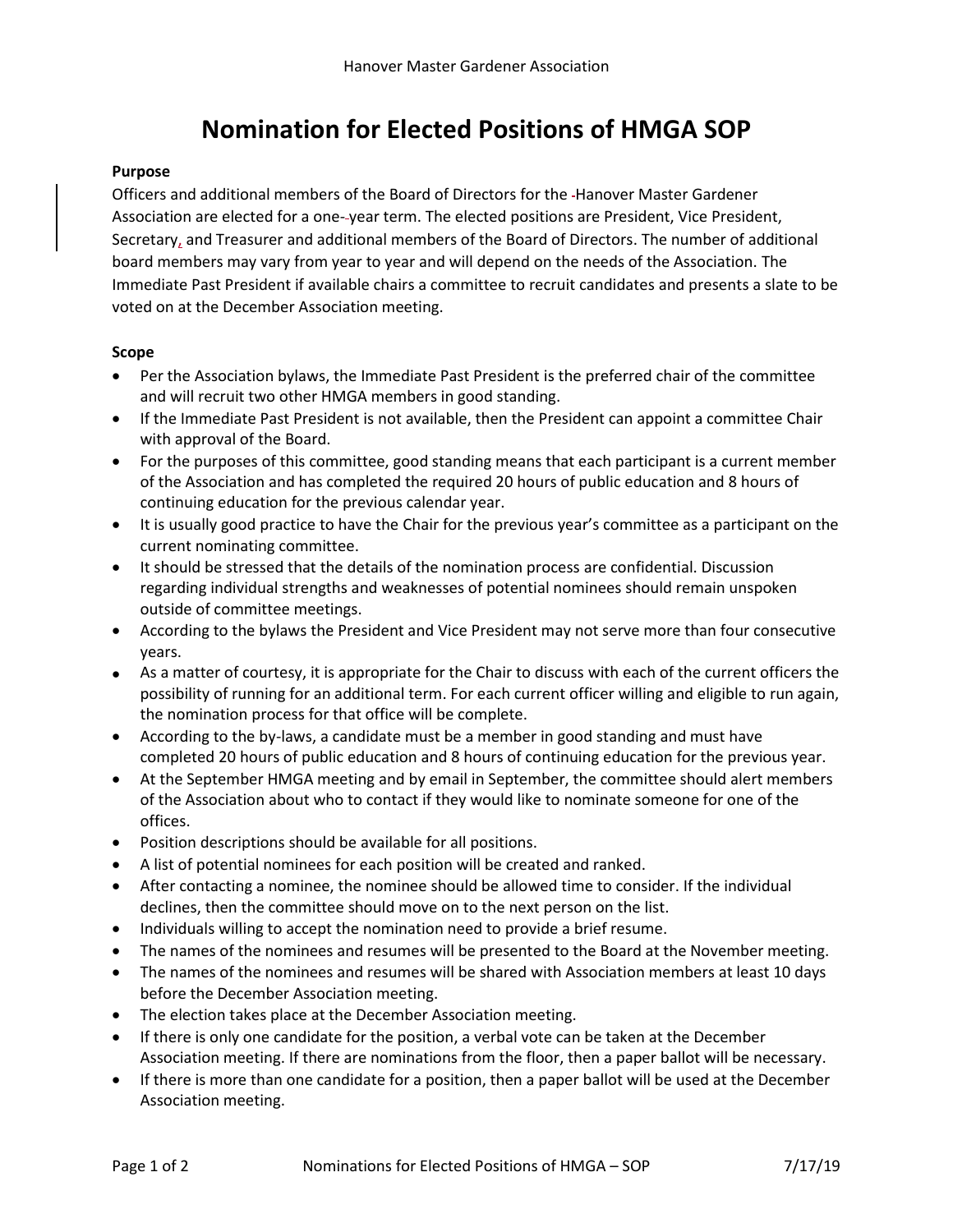# Nomination for Elected Positions of HMGA SOP

**Purpose**

Officers and additional members of the Board of Directors for the Hanover Master Gardener Association are elected for a one-year term. The elected positions are President, Vice President, Secretary, and Treasurer and additional members of the Board of Directors. The number of additional board members may vary from year to year and will depend on the needs of the Association. The Immediate Past President if available chairs a committee to recruit candidates and presents a slate to be voted on at the December Association meeting.

**Scope**

- Per the Association bylaws, the Immediate Past President is the preferred chair of the committee and will recruit two other HMGA members in good standing.
- If the Immediate Past President is not available, then the President can appoint a committee Chair with approval of the Board.
- For the purposes of this committee, good standing means that each participant is a current member of the Association and has completed the required 20 hours of public education and 8 hours of continuing education for the previous calendar year.
- It is usually good practice to have the Chair for the previous year's committee as a participant on the current nominating committee.
- It should be stressed that the details of the nomination process are confidential. Discussion regarding individual strengths and weaknesses of potential nominees should remain unspoken outside of committee meetings.
- According to the bylaws the President and Vice President may not serve more than four consecutive years.
- As a matter of courtesy, it is appropriate for the Chair to discuss with each of the current officers the possibility of running for an additional term. For each current officer willing and eligible to run again, the nomination process for that office will be complete.
- According to the by-laws, a candidate must be a member in good standing and must have completed 20 hours of public education and 8 hours of continuing education for the previous year.
- At the September HMGA meeting and by email in September, the committee should alert members of the Association about who to contact if they would like to nominate someone for one of the offices.
- Position descriptions should be available for all positions.
- A list of potential nominees for each position will be created and ranked.
- After contacting a nominee, the nominee should be allowed time to consider. If the individual declines, then the committee should move on to the next person on the list.
- Individuals willing to accept the nomination need to provide a brief resume.
- The names of the nominees and resumes will be presented to the Board at the November meeting.
- The names of the nominees and resumes will be shared with Association members at least 10 days before the December Association meeting.
- The election takes place at the December Association meeting.
- If there is only one candidate for the position, a verbal vote can be taken at the December Association meeting. If there are nominations from the floor, then a paper ballot will be necessary.
- If there is more than one candidate for a position, then a paper ballot will be used at the December Association meeting.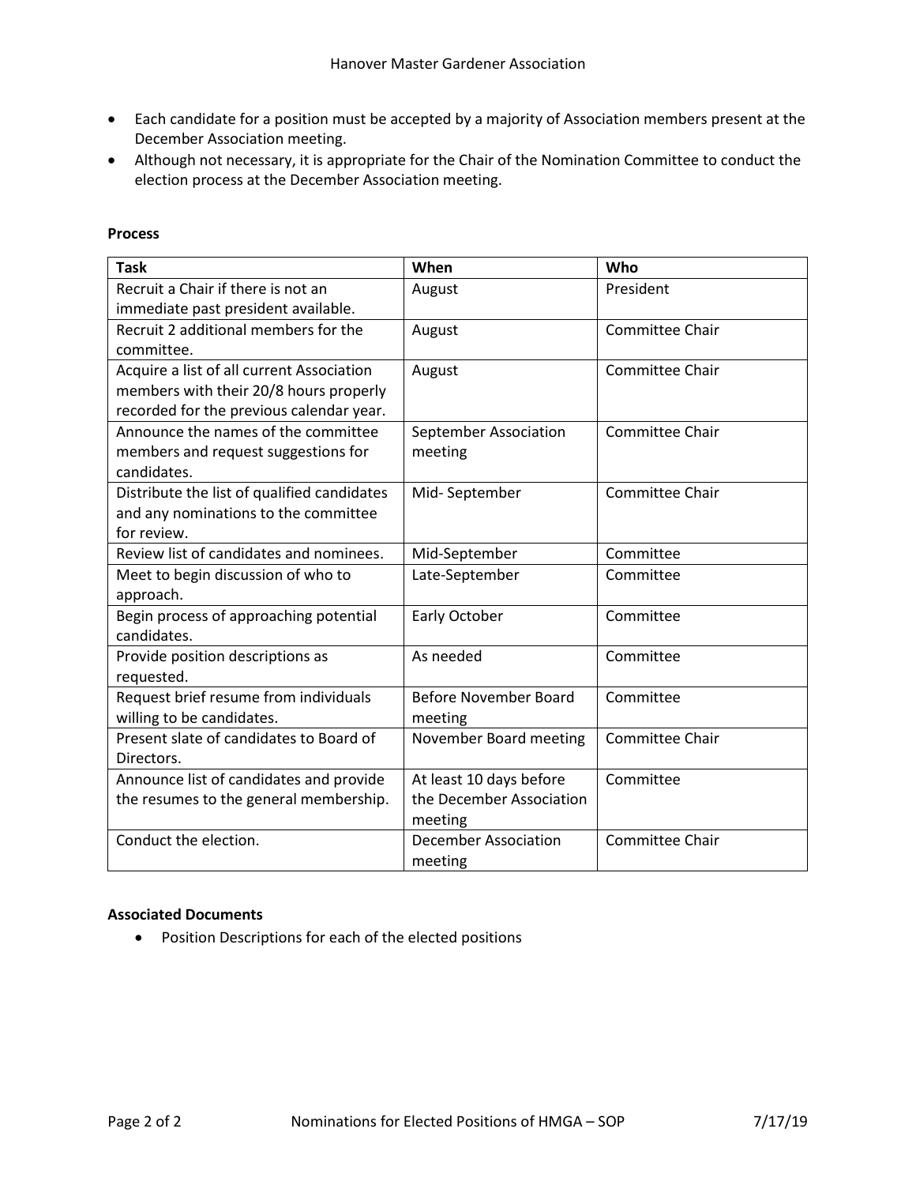- Each candidate for a position must be accepted by a majority of Association members present at the December Association meeting.
- Although not necessary, it is appropriate for the Chair of the Nomination Committee to conduct the election process at the December Association meeting.

**Process**

| Task | When | Who |
|---|---|---|
| Recruit a Chair if there is not an immediate past president available. | August | President |
| Recruit 2 additional members for the committee. | August | Committee Chair |
| Acquire a list of all current Association members with their 20/8 hours properly recorded for the previous calendar year. | August | Committee Chair |
| Announce the names of the committee members and request suggestions for candidates. | September Association meeting | Committee Chair |
| Distribute the list of qualified candidates and any nominations to the committee for review. | Mid- September | Committee Chair |
| Review list of candidates and nominees. | Mid-September | Committee |
| Meet to begin discussion of who to approach. | Late-September | Committee |
| Begin process of approaching potential candidates. | Early October | Committee |
| Provide position descriptions as requested. | As needed | Committee |
| Request brief resume from individuals willing to be candidates. | Before November Board meeting | Committee |
| Present slate of candidates to Board of Directors. | November Board meeting | Committee Chair |
| Announce list of candidates and provide the resumes to the general membership. | At least 10 days before the December Association meeting | Committee |
| Conduct the election. | December Association meeting | Committee Chair |

**Associated Documents**

- Position Descriptions for each of the elected positions